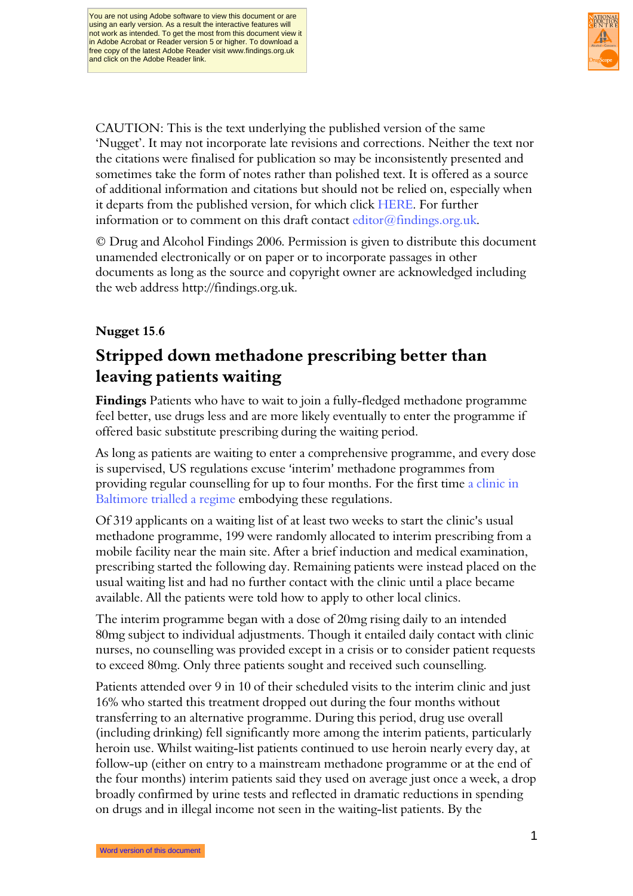You are not using Adobe software to view this document or are using an early version. As a result the interactive features will not work as intended. To get the most from this document view it in Adobe Acrobat or Reader version 5 or higher. To download a free copy of the latest Adobe Reader visit www.findings.org.uk and click on the Adobe Reader link.

CAUTION: This is the text underlying the published version of the same 'Nugget'. It may not incorporate late revisions and corrections. Neither the text nor the citations were finalised for publication so may be inconsistently presented and sometimes take the form of notes rather than polished text. It is offered as a source of additional information and citations but should not be relied on, especially when it departs from the published version, for which click HERE. For further information or to comment on this draft contact editor@findings.org.uk.

© Drug and Alcohol Findings 2006. Permission is given to distribute this document unamended electronically or on paper or to incorporate passages in other documents as long as the source and copyright owner are acknowledged including the web address http://findings.org.uk.

**Nugget 15.6**

## Stripped down methadone prescribing better than leaving patients waiting

**Findings** Patients who have to wait to join a fully-fledged methadone programme feel better, use drugs less and are more likely eventually to enter the programme if offered basic substitute prescribing during the waiting period.

As long as patients are waiting to enter a comprehensive programme, and every dose is supervised, US regulations excuse 'interim' methadone programmes from providing regular counselling for up to four months. For the first time a clinic in Baltimore trialled a regime embodying these regulations.

Of 319 applicants on a waiting list of at least two weeks to start the clinic's usual methadone programme, 199 were randomly allocated to interim prescribing from a mobile facility near the main site. After a brief induction and medical examination, prescribing started the following day. Remaining patients were instead placed on the usual waiting list and had no further contact with the clinic until a place became available. All the patients were told how to apply to other local clinics.

The interim programme began with a dose of 20mg rising daily to an intended 80mg subject to individual adjustments. Though it entailed daily contact with clinic nurses, no counselling was provided except in a crisis or to consider patient requests to exceed 80mg. Only three patients sought and received such counselling.

Patients attended over 9 in 10 of their scheduled visits to the interim clinic and just 16% who started this treatment dropped out during the four months without transferring to an alternative programme. During this period, drug use overall (including drinking) fell significantly more among the interim patients, particularly heroin use. Whilst waiting-list patients continued to use heroin nearly every day, at follow-up (either on entry to a mainstream methadone programme or at the end of the four months) interim patients said they used on average just once a week, a drop broadly confirmed by urine tests and reflected in dramatic reductions in spending on drugs and in illegal income not seen in the waiting-list patients. By the

Word version of this document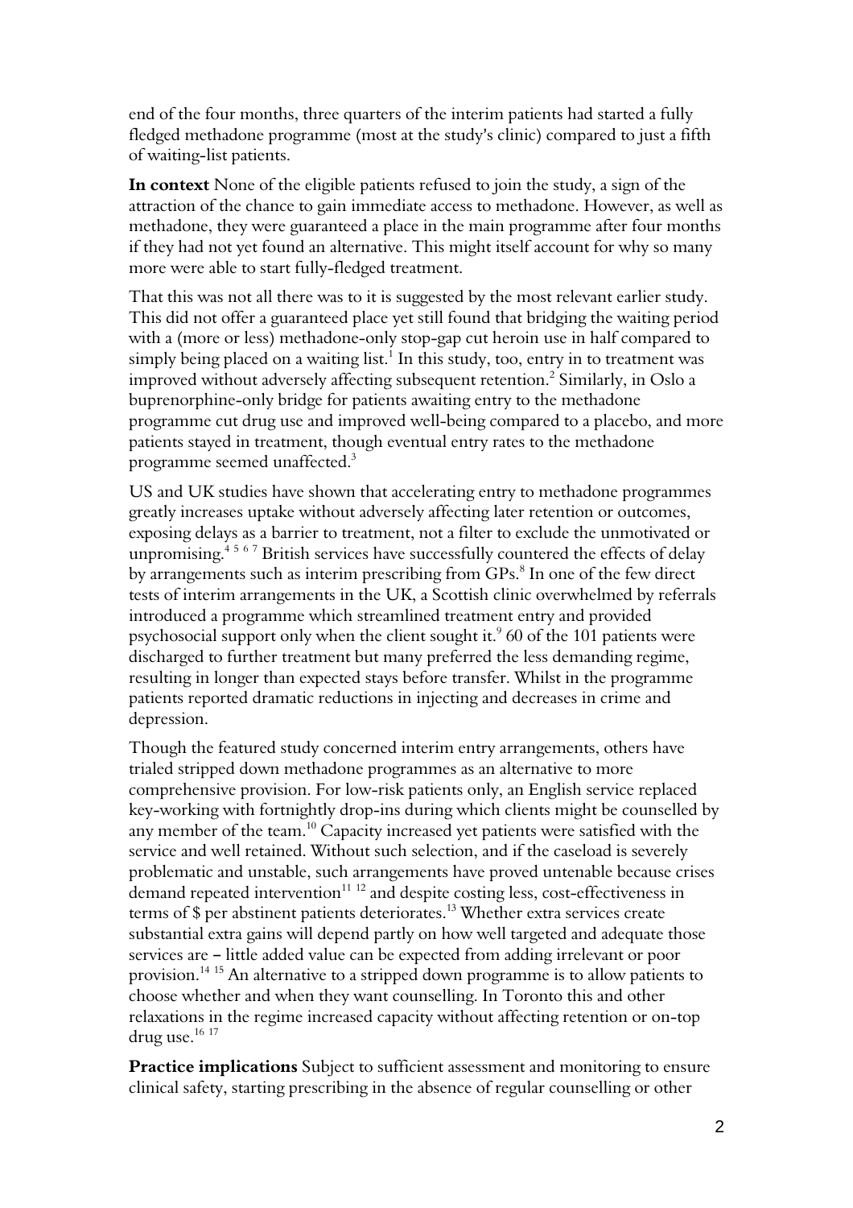end of the four months, three quarters of the interim patients had started a fully fledged methadone programme (most at the study's clinic) compared to just a fifth of waiting-list patients.

**In context** None of the eligible patients refused to join the study, a sign of the attraction of the chance to gain immediate access to methadone. However, as well as methadone, they were guaranteed a place in the main programme after four months if they had not yet found an alternative. This might itself account for why so many more were able to start fully-fledged treatment.

That this was not all there was to it is suggested by the most relevant earlier study. This did not offer a guaranteed place yet still found that bridging the waiting period with a (more or less) methadone-only stop-gap cut heroin use in half compared to simply being placed on a waiting list.[1] In this study, too, entry in to treatment was improved without adversely affecting subsequent retention.[2] Similarly, in Oslo a buprenorphine-only bridge for patients awaiting entry to the methadone programme cut drug use and improved well-being compared to a placebo, and more patients stayed in treatment, though eventual entry rates to the methadone programme seemed unaffected.[3]

US and UK studies have shown that accelerating entry to methadone programmes greatly increases uptake without adversely affecting later retention or outcomes, exposing delays as a barrier to treatment, not a filter to exclude the unmotivated or unpromising.[4 5 6 7] British services have successfully countered the effects of delay by arrangements such as interim prescribing from GPs.[8] In one of the few direct tests of interim arrangements in the UK, a Scottish clinic overwhelmed by referrals introduced a programme which streamlined treatment entry and provided psychosocial support only when the client sought it.[9] 60 of the 101 patients were discharged to further treatment but many preferred the less demanding regime, resulting in longer than expected stays before transfer. Whilst in the programme patients reported dramatic reductions in injecting and decreases in crime and depression.

Though the featured study concerned interim entry arrangements, others have trialed stripped down methadone programmes as an alternative to more comprehensive provision. For low-risk patients only, an English service replaced key-working with fortnightly drop-ins during which clients might be counselled by any member of the team.[10] Capacity increased yet patients were satisfied with the service and well retained. Without such selection, and if the caseload is severely problematic and unstable, such arrangements have proved untenable because crises demand repeated intervention[11 12] and despite costing less, cost-effectiveness in terms of $ per abstinent patients deteriorates.[13] Whether extra services create substantial extra gains will depend partly on how well targeted and adequate those services are – little added value can be expected from adding irrelevant or poor provision.[14 15] An alternative to a stripped down programme is to allow patients to choose whether and when they want counselling. In Toronto this and other relaxations in the regime increased capacity without affecting retention or on-top drug use.[16 17]

**Practice implications** Subject to sufficient assessment and monitoring to ensure clinical safety, starting prescribing in the absence of regular counselling or other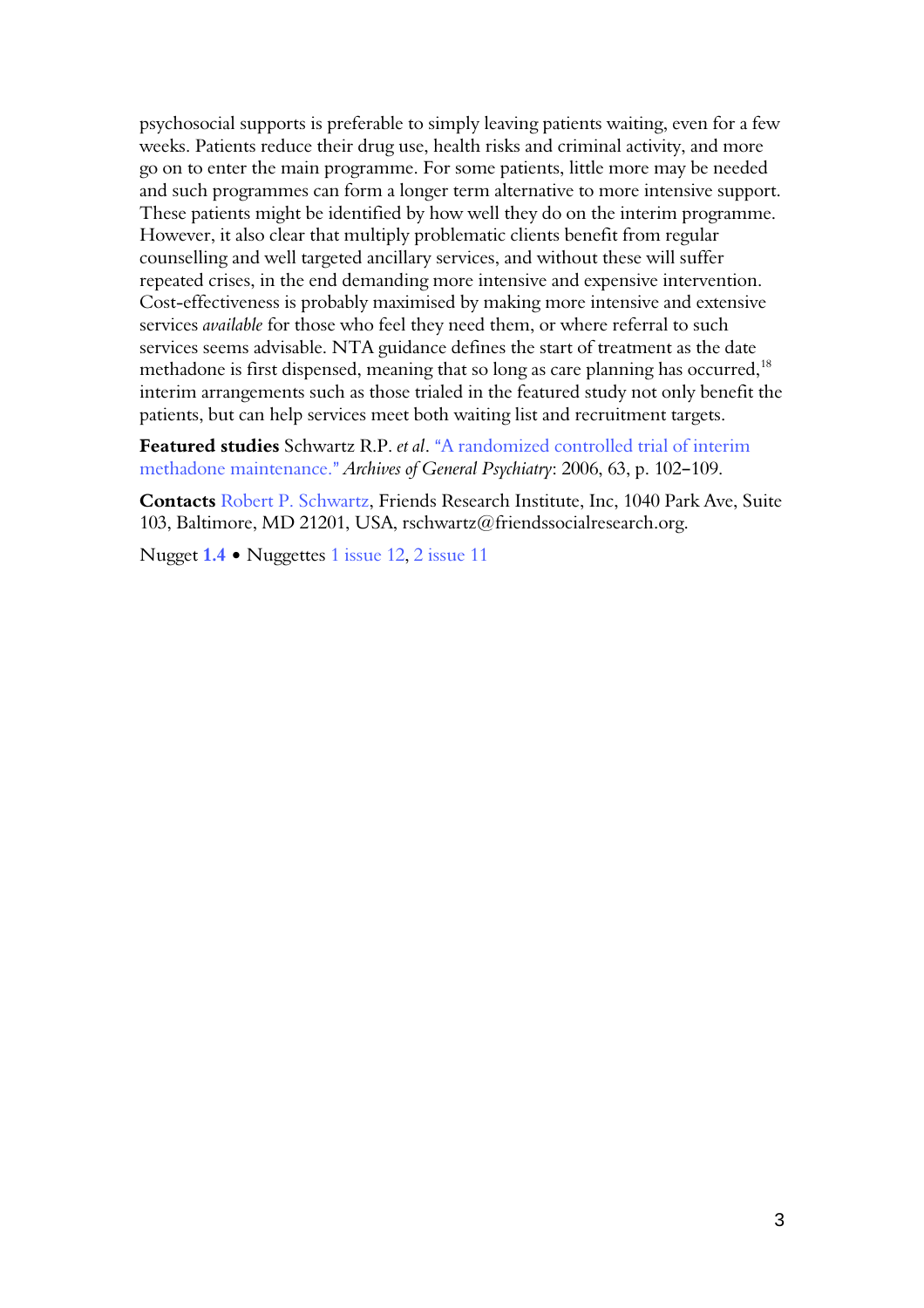psychosocial supports is preferable to simply leaving patients waiting, even for a few weeks. Patients reduce their drug use, health risks and criminal activity, and more go on to enter the main programme. For some patients, little more may be needed and such programmes can form a longer term alternative to more intensive support. These patients might be identified by how well they do on the interim programme. However, it also clear that multiply problematic clients benefit from regular counselling and well targeted ancillary services, and without these will suffer repeated crises, in the end demanding more intensive and expensive intervention. Cost-effectiveness is probably maximised by making more intensive and extensive services *available* for those who feel they need them, or where referral to such services seems advisable. NTA guidance defines the start of treatment as the date methadone is first dispensed, meaning that so long as care planning has occurred,[18] interim arrangements such as those trialed in the featured study not only benefit the patients, but can help services meet both waiting list and recruitment targets.

**Featured studies** Schwartz R.P. *et al*. "A randomized controlled trial of interim methadone maintenance." *Archives of General Psychiatry*: 2006, 63, p. 102–109.

**Contacts** Robert P. Schwartz, Friends Research Institute, Inc, 1040 Park Ave, Suite 103, Baltimore, MD 21201, USA, rschwartz@friendssocialresearch.org.

Nugget **1.4** • Nuggettes 1 issue 12, 2 issue 11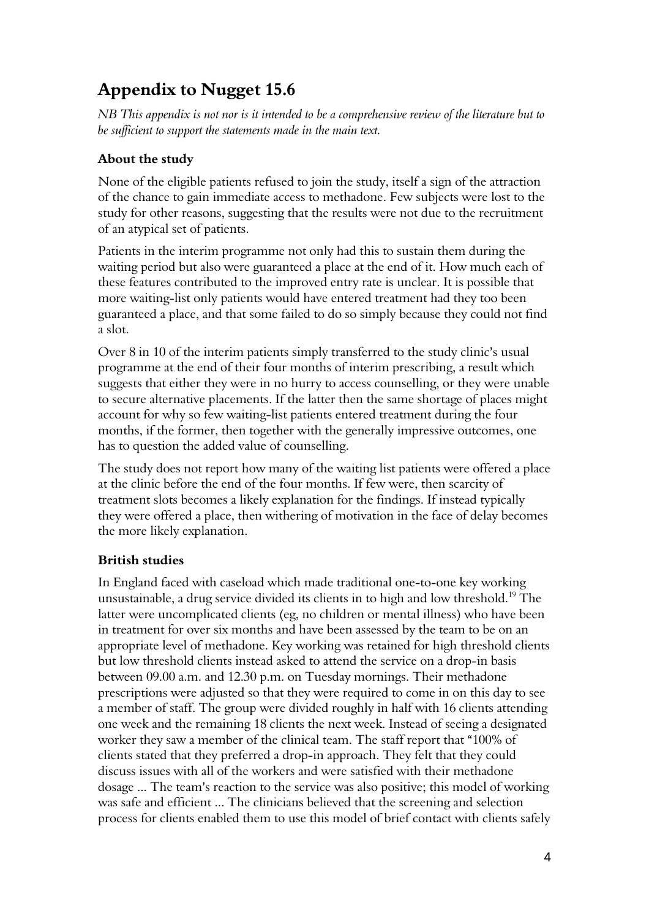# Appendix to Nugget 15.6

*NB This appendix is not nor is it intended to be a comprehensive review of the literature but to be sufficient to support the statements made in the main text.*

### About the study

None of the eligible patients refused to join the study, itself a sign of the attraction of the chance to gain immediate access to methadone. Few subjects were lost to the study for other reasons, suggesting that the results were not due to the recruitment of an atypical set of patients.

Patients in the interim programme not only had this to sustain them during the waiting period but also were guaranteed a place at the end of it. How much each of these features contributed to the improved entry rate is unclear. It is possible that more waiting-list only patients would have entered treatment had they too been guaranteed a place, and that some failed to do so simply because they could not find a slot.

Over 8 in 10 of the interim patients simply transferred to the study clinic's usual programme at the end of their four months of interim prescribing, a result which suggests that either they were in no hurry to access counselling, or they were unable to secure alternative placements. If the latter then the same shortage of places might account for why so few waiting-list patients entered treatment during the four months, if the former, then together with the generally impressive outcomes, one has to question the added value of counselling.

The study does not report how many of the waiting list patients were offered a place at the clinic before the end of the four months. If few were, then scarcity of treatment slots becomes a likely explanation for the findings. If instead typically they were offered a place, then withering of motivation in the face of delay becomes the more likely explanation.

### British studies

In England faced with caseload which made traditional one-to-one key working unsustainable, a drug service divided its clients in to high and low threshold.[19] The latter were uncomplicated clients (eg, no children or mental illness) who have been in treatment for over six months and have been assessed by the team to be on an appropriate level of methadone. Key working was retained for high threshold clients but low threshold clients instead asked to attend the service on a drop-in basis between 09.00 a.m. and 12.30 p.m. on Tuesday mornings. Their methadone prescriptions were adjusted so that they were required to come in on this day to see a member of staff. The group were divided roughly in half with 16 clients attending one week and the remaining 18 clients the next week. Instead of seeing a designated worker they saw a member of the clinical team. The staff report that "100% of clients stated that they preferred a drop-in approach. They felt that they could discuss issues with all of the workers and were satisfied with their methadone dosage ... The team's reaction to the service was also positive; this model of working was safe and efficient ... The clinicians believed that the screening and selection process for clients enabled them to use this model of brief contact with clients safely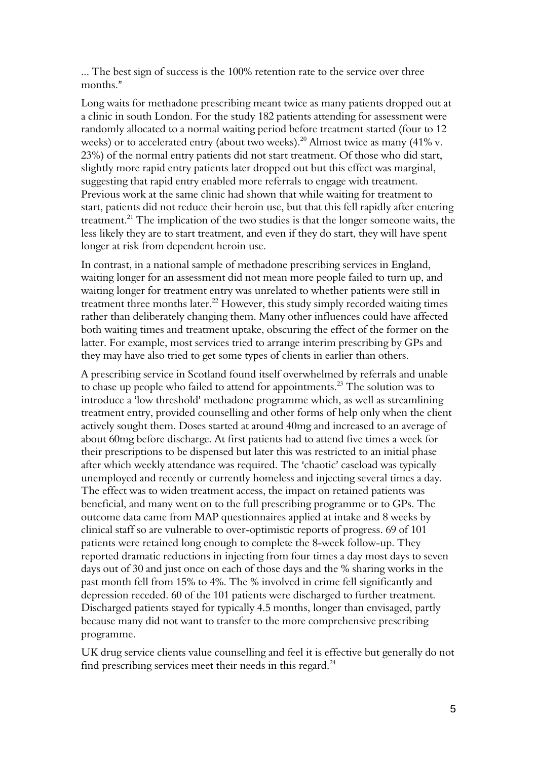... The best sign of success is the 100% retention rate to the service over three months."

Long waits for methadone prescribing meant twice as many patients dropped out at a clinic in south London. For the study 182 patients attending for assessment were randomly allocated to a normal waiting period before treatment started (four to 12 weeks) or to accelerated entry (about two weeks).[20] Almost twice as many (41% v. 23%) of the normal entry patients did not start treatment. Of those who did start, slightly more rapid entry patients later dropped out but this effect was marginal, suggesting that rapid entry enabled more referrals to engage with treatment. Previous work at the same clinic had shown that while waiting for treatment to start, patients did not reduce their heroin use, but that this fell rapidly after entering treatment.[21] The implication of the two studies is that the longer someone waits, the less likely they are to start treatment, and even if they do start, they will have spent longer at risk from dependent heroin use.

In contrast, in a national sample of methadone prescribing services in England, waiting longer for an assessment did not mean more people failed to turn up, and waiting longer for treatment entry was unrelated to whether patients were still in treatment three months later.[22] However, this study simply recorded waiting times rather than deliberately changing them. Many other influences could have affected both waiting times and treatment uptake, obscuring the effect of the former on the latter. For example, most services tried to arrange interim prescribing by GPs and they may have also tried to get some types of clients in earlier than others.

A prescribing service in Scotland found itself overwhelmed by referrals and unable to chase up people who failed to attend for appointments.[23] The solution was to introduce a 'low threshold' methadone programme which, as well as streamlining treatment entry, provided counselling and other forms of help only when the client actively sought them. Doses started at around 40mg and increased to an average of about 60mg before discharge. At first patients had to attend five times a week for their prescriptions to be dispensed but later this was restricted to an initial phase after which weekly attendance was required. The 'chaotic' caseload was typically unemployed and recently or currently homeless and injecting several times a day. The effect was to widen treatment access, the impact on retained patients was beneficial, and many went on to the full prescribing programme or to GPs. The outcome data came from MAP questionnaires applied at intake and 8 weeks by clinical staff so are vulnerable to over-optimistic reports of progress. 69 of 101 patients were retained long enough to complete the 8-week follow-up. They reported dramatic reductions in injecting from four times a day most days to seven days out of 30 and just once on each of those days and the % sharing works in the past month fell from 15% to 4%. The % involved in crime fell significantly and depression receded. 60 of the 101 patients were discharged to further treatment. Discharged patients stayed for typically 4.5 months, longer than envisaged, partly because many did not want to transfer to the more comprehensive prescribing programme.

UK drug service clients value counselling and feel it is effective but generally do not find prescribing services meet their needs in this regard.[24]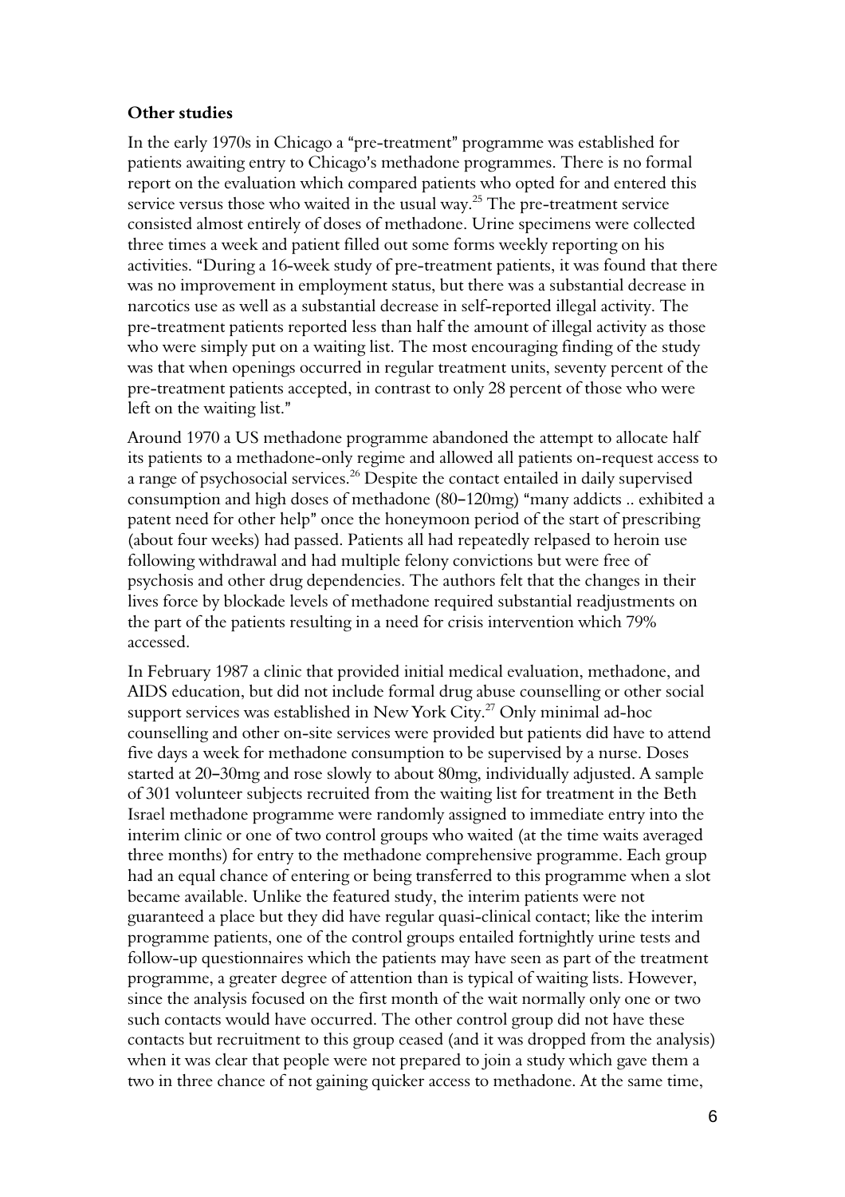**Other studies**

In the early 1970s in Chicago a "pre-treatment" programme was established for patients awaiting entry to Chicago's methadone programmes. There is no formal report on the evaluation which compared patients who opted for and entered this service versus those who waited in the usual way.[25] The pre-treatment service consisted almost entirely of doses of methadone. Urine specimens were collected three times a week and patient filled out some forms weekly reporting on his activities. "During a 16-week study of pre-treatment patients, it was found that there was no improvement in employment status, but there was a substantial decrease in narcotics use as well as a substantial decrease in self-reported illegal activity. The pre-treatment patients reported less than half the amount of illegal activity as those who were simply put on a waiting list. The most encouraging finding of the study was that when openings occurred in regular treatment units, seventy percent of the pre-treatment patients accepted, in contrast to only 28 percent of those who were left on the waiting list."

Around 1970 a US methadone programme abandoned the attempt to allocate half its patients to a methadone-only regime and allowed all patients on-request access to a range of psychosocial services.[26] Despite the contact entailed in daily supervised consumption and high doses of methadone (80–120mg) "many addicts .. exhibited a patent need for other help" once the honeymoon period of the start of prescribing (about four weeks) had passed. Patients all had repeatedly relpased to heroin use following withdrawal and had multiple felony convictions but were free of psychosis and other drug dependencies. The authors felt that the changes in their lives force by blockade levels of methadone required substantial readjustments on the part of the patients resulting in a need for crisis intervention which 79% accessed.

In February 1987 a clinic that provided initial medical evaluation, methadone, and AIDS education, but did not include formal drug abuse counselling or other social support services was established in New York City.[27] Only minimal ad-hoc counselling and other on-site services were provided but patients did have to attend five days a week for methadone consumption to be supervised by a nurse. Doses started at 20–30mg and rose slowly to about 80mg, individually adjusted. A sample of 301 volunteer subjects recruited from the waiting list for treatment in the Beth Israel methadone programme were randomly assigned to immediate entry into the interim clinic or one of two control groups who waited (at the time waits averaged three months) for entry to the methadone comprehensive programme. Each group had an equal chance of entering or being transferred to this programme when a slot became available. Unlike the featured study, the interim patients were not guaranteed a place but they did have regular quasi-clinical contact; like the interim programme patients, one of the control groups entailed fortnightly urine tests and follow-up questionnaires which the patients may have seen as part of the treatment programme, a greater degree of attention than is typical of waiting lists. However, since the analysis focused on the first month of the wait normally only one or two such contacts would have occurred. The other control group did not have these contacts but recruitment to this group ceased (and it was dropped from the analysis) when it was clear that people were not prepared to join a study which gave them a two in three chance of not gaining quicker access to methadone. At the same time,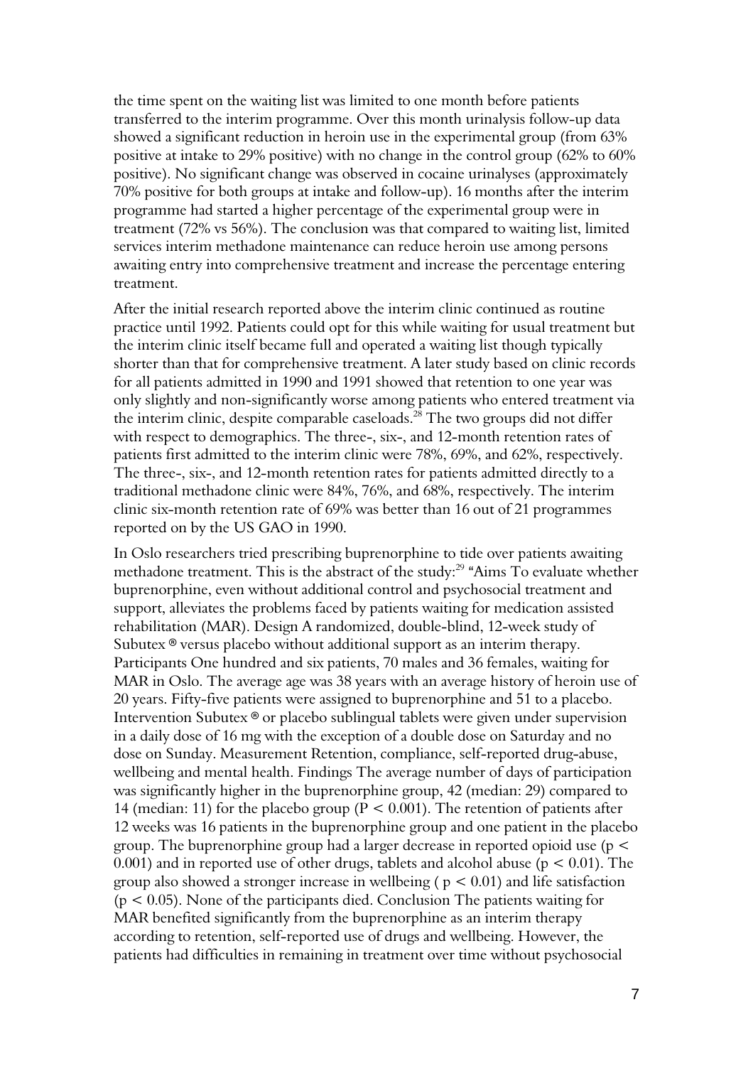the time spent on the waiting list was limited to one month before patients transferred to the interim programme. Over this month urinalysis follow-up data showed a significant reduction in heroin use in the experimental group (from 63% positive at intake to 29% positive) with no change in the control group (62% to 60% positive). No significant change was observed in cocaine urinalyses (approximately 70% positive for both groups at intake and follow-up). 16 months after the interim programme had started a higher percentage of the experimental group were in treatment (72% vs 56%). The conclusion was that compared to waiting list, limited services interim methadone maintenance can reduce heroin use among persons awaiting entry into comprehensive treatment and increase the percentage entering treatment.

After the initial research reported above the interim clinic continued as routine practice until 1992. Patients could opt for this while waiting for usual treatment but the interim clinic itself became full and operated a waiting list though typically shorter than that for comprehensive treatment. A later study based on clinic records for all patients admitted in 1990 and 1991 showed that retention to one year was only slightly and non-significantly worse among patients who entered treatment via the interim clinic, despite comparable caseloads.[28] The two groups did not differ with respect to demographics. The three-, six-, and 12-month retention rates of patients first admitted to the interim clinic were 78%, 69%, and 62%, respectively. The three-, six-, and 12-month retention rates for patients admitted directly to a traditional methadone clinic were 84%, 76%, and 68%, respectively. The interim clinic six-month retention rate of 69% was better than 16 out of 21 programmes reported on by the US GAO in 1990.

In Oslo researchers tried prescribing buprenorphine to tide over patients awaiting methadone treatment. This is the abstract of the study:[29] "Aims To evaluate whether buprenorphine, even without additional control and psychosocial treatment and support, alleviates the problems faced by patients waiting for medication assisted rehabilitation (MAR). Design A randomized, double-blind, 12-week study of Subutex ® versus placebo without additional support as an interim therapy. Participants One hundred and six patients, 70 males and 36 females, waiting for MAR in Oslo. The average age was 38 years with an average history of heroin use of 20 years. Fifty-five patients were assigned to buprenorphine and 51 to a placebo. Intervention Subutex ® or placebo sublingual tablets were given under supervision in a daily dose of 16 mg with the exception of a double dose on Saturday and no dose on Sunday. Measurement Retention, compliance, self-reported drug-abuse, wellbeing and mental health. Findings The average number of days of participation was significantly higher in the buprenorphine group, 42 (median: 29) compared to 14 (median: 11) for the placebo group ($P < 0.001$). The retention of patients after 12 weeks was 16 patients in the buprenorphine group and one patient in the placebo group. The buprenorphine group had a larger decrease in reported opioid use ($p < 0.001$) and in reported use of other drugs, tablets and alcohol abuse ($p < 0.01$). The group also showed a stronger increase in wellbeing ( $p < 0.01$) and life satisfaction ($p < 0.05$). None of the participants died. Conclusion The patients waiting for MAR benefited significantly from the buprenorphine as an interim therapy according to retention, self-reported use of drugs and wellbeing. However, the patients had difficulties in remaining in treatment over time without psychosocial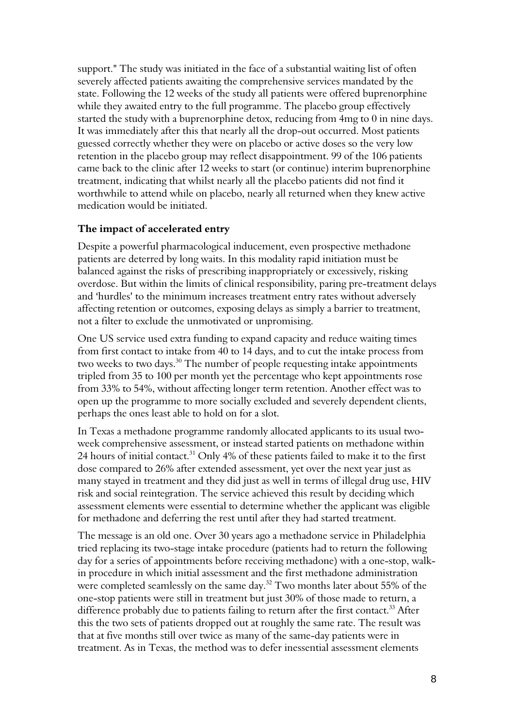support." The study was initiated in the face of a substantial waiting list of often severely affected patients awaiting the comprehensive services mandated by the state. Following the 12 weeks of the study all patients were offered buprenorphine while they awaited entry to the full programme. The placebo group effectively started the study with a buprenorphine detox, reducing from 4mg to 0 in nine days. It was immediately after this that nearly all the drop-out occurred. Most patients guessed correctly whether they were on placebo or active doses so the very low retention in the placebo group may reflect disappointment. 99 of the 106 patients came back to the clinic after 12 weeks to start (or continue) interim buprenorphine treatment, indicating that whilst nearly all the placebo patients did not find it worthwhile to attend while on placebo, nearly all returned when they knew active medication would be initiated.

**The impact of accelerated entry**

Despite a powerful pharmacological inducement, even prospective methadone patients are deterred by long waits. In this modality rapid initiation must be balanced against the risks of prescribing inappropriately or excessively, risking overdose. But within the limits of clinical responsibility, paring pre-treatment delays and 'hurdles' to the minimum increases treatment entry rates without adversely affecting retention or outcomes, exposing delays as simply a barrier to treatment, not a filter to exclude the unmotivated or unpromising.

One US service used extra funding to expand capacity and reduce waiting times from first contact to intake from 40 to 14 days, and to cut the intake process from two weeks to two days.[30] The number of people requesting intake appointments tripled from 35 to 100 per month yet the percentage who kept appointments rose from 33% to 54%, without affecting longer term retention. Another effect was to open up the programme to more socially excluded and severely dependent clients, perhaps the ones least able to hold on for a slot.

In Texas a methadone programme randomly allocated applicants to its usual two-week comprehensive assessment, or instead started patients on methadone within 24 hours of initial contact.[31] Only 4% of these patients failed to make it to the first dose compared to 26% after extended assessment, yet over the next year just as many stayed in treatment and they did just as well in terms of illegal drug use, HIV risk and social reintegration. The service achieved this result by deciding which assessment elements were essential to determine whether the applicant was eligible for methadone and deferring the rest until after they had started treatment.

The message is an old one. Over 30 years ago a methadone service in Philadelphia tried replacing its two-stage intake procedure (patients had to return the following day for a series of appointments before receiving methadone) with a one-stop, walk-in procedure in which initial assessment and the first methadone administration were completed seamlessly on the same day.[32] Two months later about 55% of the one-stop patients were still in treatment but just 30% of those made to return, a difference probably due to patients failing to return after the first contact.[33] After this the two sets of patients dropped out at roughly the same rate. The result was that at five months still over twice as many of the same-day patients were in treatment. As in Texas, the method was to defer inessential assessment elements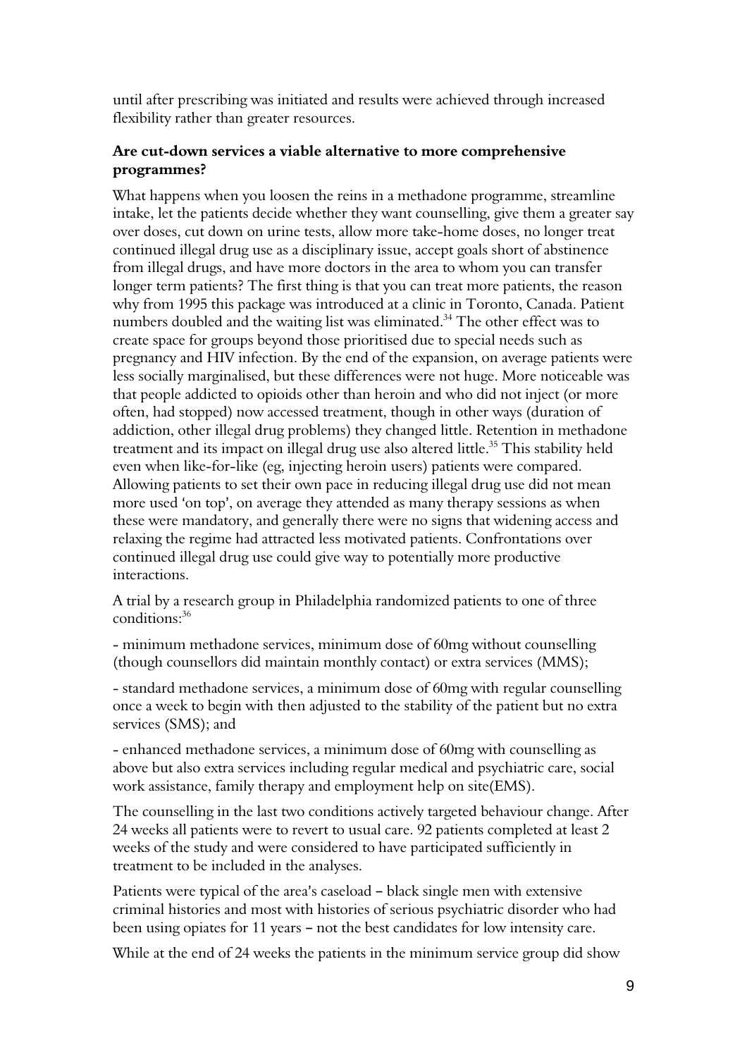until after prescribing was initiated and results were achieved through increased flexibility rather than greater resources.

**Are cut-down services a viable alternative to more comprehensive programmes?**

What happens when you loosen the reins in a methadone programme, streamline intake, let the patients decide whether they want counselling, give them a greater say over doses, cut down on urine tests, allow more take-home doses, no longer treat continued illegal drug use as a disciplinary issue, accept goals short of abstinence from illegal drugs, and have more doctors in the area to whom you can transfer longer term patients? The first thing is that you can treat more patients, the reason why from 1995 this package was introduced at a clinic in Toronto, Canada. Patient numbers doubled and the waiting list was eliminated.[34] The other effect was to create space for groups beyond those prioritised due to special needs such as pregnancy and HIV infection. By the end of the expansion, on average patients were less socially marginalised, but these differences were not huge. More noticeable was that people addicted to opioids other than heroin and who did not inject (or more often, had stopped) now accessed treatment, though in other ways (duration of addiction, other illegal drug problems) they changed little. Retention in methadone treatment and its impact on illegal drug use also altered little.[35] This stability held even when like-for-like (eg, injecting heroin users) patients were compared. Allowing patients to set their own pace in reducing illegal drug use did not mean more used 'on top', on average they attended as many therapy sessions as when these were mandatory, and generally there were no signs that widening access and relaxing the regime had attracted less motivated patients. Confrontations over continued illegal drug use could give way to potentially more productive interactions.

A trial by a research group in Philadelphia randomized patients to one of three conditions:[36]

- minimum methadone services, minimum dose of 60mg without counselling (though counsellors did maintain monthly contact) or extra services (MMS);

- standard methadone services, a minimum dose of 60mg with regular counselling once a week to begin with then adjusted to the stability of the patient but no extra services (SMS); and

- enhanced methadone services, a minimum dose of 60mg with counselling as above but also extra services including regular medical and psychiatric care, social work assistance, family therapy and employment help on site(EMS).

The counselling in the last two conditions actively targeted behaviour change. After 24 weeks all patients were to revert to usual care. 92 patients completed at least 2 weeks of the study and were considered to have participated sufficiently in treatment to be included in the analyses.

Patients were typical of the area's caseload – black single men with extensive criminal histories and most with histories of serious psychiatric disorder who had been using opiates for 11 years – not the best candidates for low intensity care.

While at the end of 24 weeks the patients in the minimum service group did show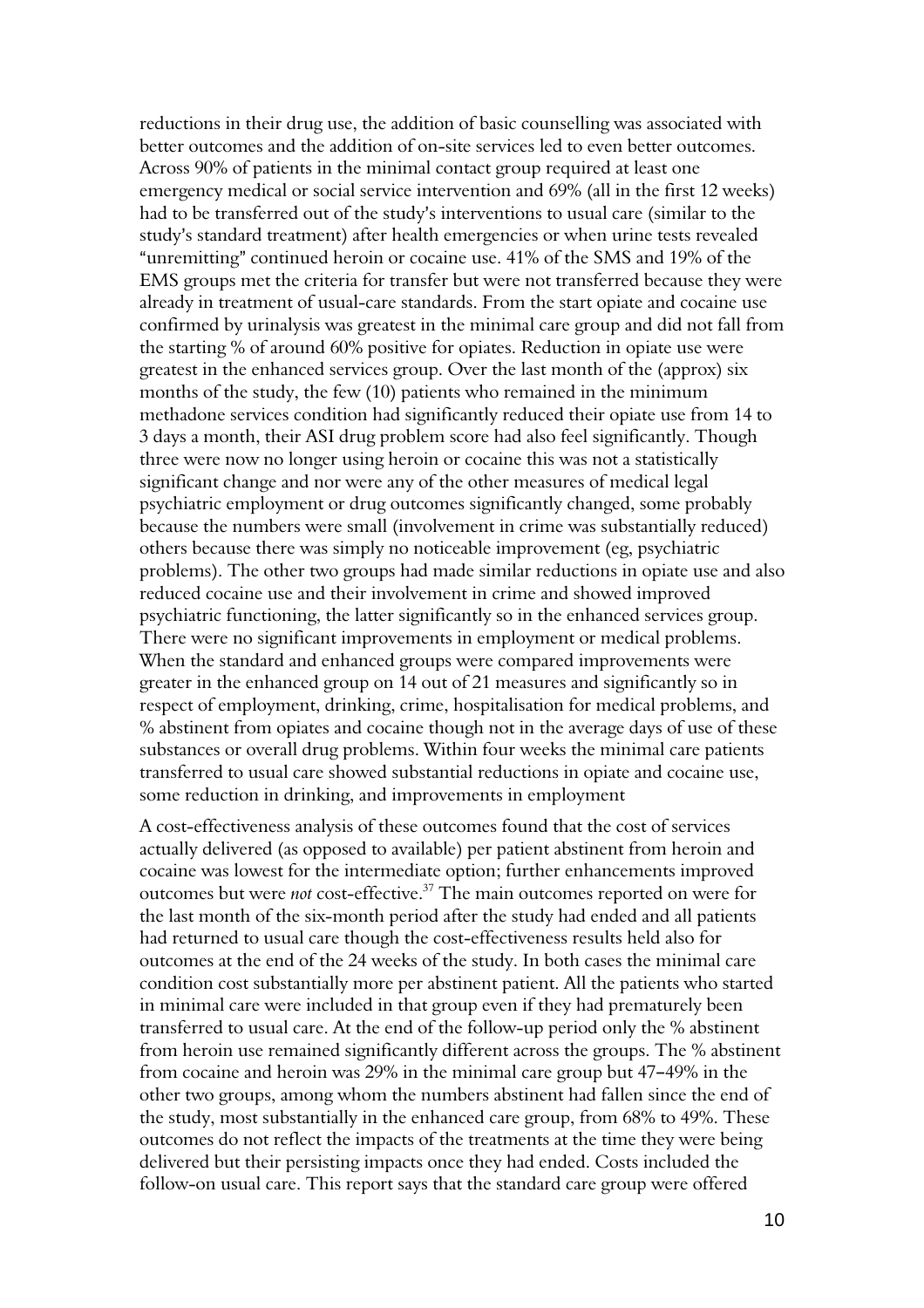reductions in their drug use, the addition of basic counselling was associated with better outcomes and the addition of on-site services led to even better outcomes. Across 90% of patients in the minimal contact group required at least one emergency medical or social service intervention and 69% (all in the first 12 weeks) had to be transferred out of the study's interventions to usual care (similar to the study's standard treatment) after health emergencies or when urine tests revealed "unremitting" continued heroin or cocaine use. 41% of the SMS and 19% of the EMS groups met the criteria for transfer but were not transferred because they were already in treatment of usual-care standards. From the start opiate and cocaine use confirmed by urinalysis was greatest in the minimal care group and did not fall from the starting % of around 60% positive for opiates. Reduction in opiate use were greatest in the enhanced services group. Over the last month of the (approx) six months of the study, the few (10) patients who remained in the minimum methadone services condition had significantly reduced their opiate use from 14 to 3 days a month, their ASI drug problem score had also feel significantly. Though three were now no longer using heroin or cocaine this was not a statistically significant change and nor were any of the other measures of medical legal psychiatric employment or drug outcomes significantly changed, some probably because the numbers were small (involvement in crime was substantially reduced) others because there was simply no noticeable improvement (eg, psychiatric problems). The other two groups had made similar reductions in opiate use and also reduced cocaine use and their involvement in crime and showed improved psychiatric functioning, the latter significantly so in the enhanced services group. There were no significant improvements in employment or medical problems. When the standard and enhanced groups were compared improvements were greater in the enhanced group on 14 out of 21 measures and significantly so in respect of employment, drinking, crime, hospitalisation for medical problems, and % abstinent from opiates and cocaine though not in the average days of use of these substances or overall drug problems. Within four weeks the minimal care patients transferred to usual care showed substantial reductions in opiate and cocaine use, some reduction in drinking, and improvements in employment

A cost-effectiveness analysis of these outcomes found that the cost of services actually delivered (as opposed to available) per patient abstinent from heroin and cocaine was lowest for the intermediate option; further enhancements improved outcomes but were *not* cost-effective.[37] The main outcomes reported on were for the last month of the six-month period after the study had ended and all patients had returned to usual care though the cost-effectiveness results held also for outcomes at the end of the 24 weeks of the study. In both cases the minimal care condition cost substantially more per abstinent patient. All the patients who started in minimal care were included in that group even if they had prematurely been transferred to usual care. At the end of the follow-up period only the % abstinent from heroin use remained significantly different across the groups. The % abstinent from cocaine and heroin was 29% in the minimal care group but 47–49% in the other two groups, among whom the numbers abstinent had fallen since the end of the study, most substantially in the enhanced care group, from 68% to 49%. These outcomes do not reflect the impacts of the treatments at the time they were being delivered but their persisting impacts once they had ended. Costs included the follow-on usual care. This report says that the standard care group were offered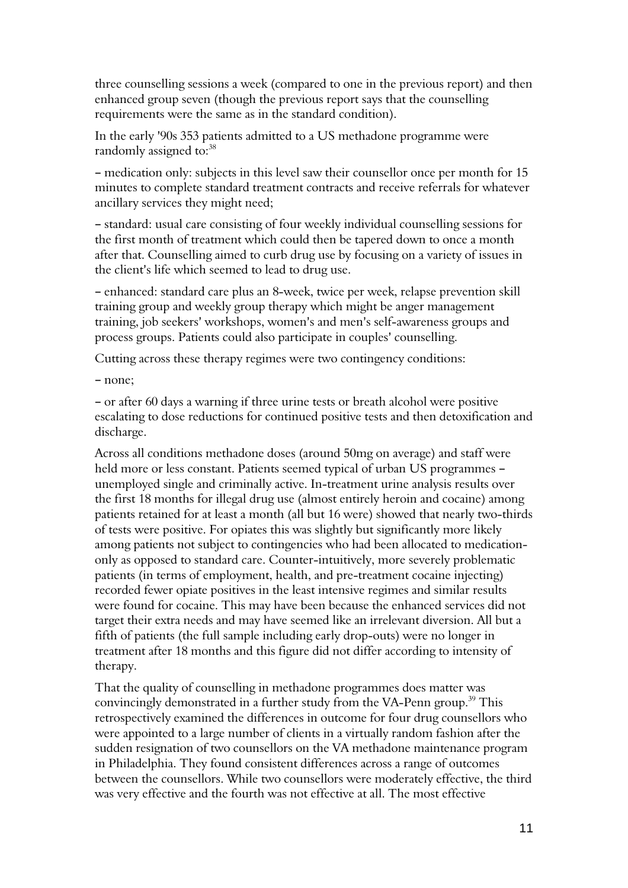three counselling sessions a week (compared to one in the previous report) and then enhanced group seven (though the previous report says that the counselling requirements were the same as in the standard condition).

In the early '90s 353 patients admitted to a US methadone programme were randomly assigned to:[38]

– medication only: subjects in this level saw their counsellor once per month for 15 minutes to complete standard treatment contracts and receive referrals for whatever ancillary services they might need;

– standard: usual care consisting of four weekly individual counselling sessions for the first month of treatment which could then be tapered down to once a month after that. Counselling aimed to curb drug use by focusing on a variety of issues in the client's life which seemed to lead to drug use.

– enhanced: standard care plus an 8-week, twice per week, relapse prevention skill training group and weekly group therapy which might be anger management training, job seekers' workshops, women's and men's self-awareness groups and process groups. Patients could also participate in couples' counselling.

Cutting across these therapy regimes were two contingency conditions:

– none;

– or after 60 days a warning if three urine tests or breath alcohol were positive escalating to dose reductions for continued positive tests and then detoxification and discharge.

Across all conditions methadone doses (around 50mg on average) and staff were held more or less constant. Patients seemed typical of urban US programmes – unemployed single and criminally active. In-treatment urine analysis results over the first 18 months for illegal drug use (almost entirely heroin and cocaine) among patients retained for at least a month (all but 16 were) showed that nearly two-thirds of tests were positive. For opiates this was slightly but significantly more likely among patients not subject to contingencies who had been allocated to medication-only as opposed to standard care. Counter-intuitively, more severely problematic patients (in terms of employment, health, and pre-treatment cocaine injecting) recorded fewer opiate positives in the least intensive regimes and similar results were found for cocaine. This may have been because the enhanced services did not target their extra needs and may have seemed like an irrelevant diversion. All but a fifth of patients (the full sample including early drop-outs) were no longer in treatment after 18 months and this figure did not differ according to intensity of therapy.

That the quality of counselling in methadone programmes does matter was convincingly demonstrated in a further study from the VA-Penn group.[39] This retrospectively examined the differences in outcome for four drug counsellors who were appointed to a large number of clients in a virtually random fashion after the sudden resignation of two counsellors on the VA methadone maintenance program in Philadelphia. They found consistent differences across a range of outcomes between the counsellors. While two counsellors were moderately effective, the third was very effective and the fourth was not effective at all. The most effective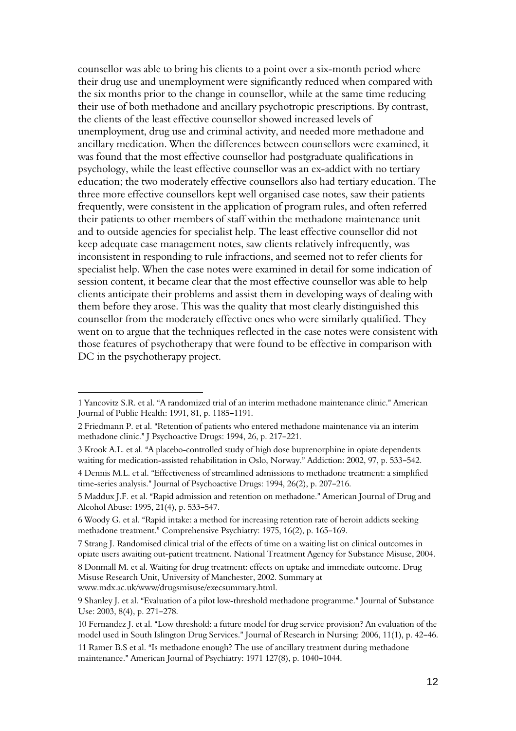counsellor was able to bring his clients to a point over a six-month period where their drug use and unemployment were significantly reduced when compared with the six months prior to the change in counsellor, while at the same time reducing their use of both methadone and ancillary psychotropic prescriptions. By contrast, the clients of the least effective counsellor showed increased levels of unemployment, drug use and criminal activity, and needed more methadone and ancillary medication. When the differences between counsellors were examined, it was found that the most effective counsellor had postgraduate qualifications in psychology, while the least effective counsellor was an ex-addict with no tertiary education; the two moderately effective counsellors also had tertiary education. The three more effective counsellors kept well organised case notes, saw their patients frequently, were consistent in the application of program rules, and often referred their patients to other members of staff within the methadone maintenance unit and to outside agencies for specialist help. The least effective counsellor did not keep adequate case management notes, saw clients relatively infrequently, was inconsistent in responding to rule infractions, and seemed not to refer clients for specialist help. When the case notes were examined in detail for some indication of session content, it became clear that the most effective counsellor was able to help clients anticipate their problems and assist them in developing ways of dealing with them before they arose. This was the quality that most clearly distinguished this counsellor from the moderately effective ones who were similarly qualified. They went on to argue that the techniques reflected in the case notes were consistent with those features of psychotherapy that were found to be effective in comparison with DC in the psychotherapy project.

---

1 Yancovitz S.R. et al. "A randomized trial of an interim methadone maintenance clinic." American Journal of Public Health: 1991, 81, p. 1185–1191.

2 Friedmann P. et al. "Retention of patients who entered methadone maintenance via an interim methadone clinic." J Psychoactive Drugs: 1994, 26, p. 217–221.

3 Krook A.L. et al. "A placebo-controlled study of high dose buprenorphine in opiate dependents waiting for medication-assisted rehabilitation in Oslo, Norway." Addiction: 2002, 97, p. 533–542.

4 Dennis M.L. et al. "Effectiveness of streamlined admissions to methadone treatment: a simplified time-series analysis." Journal of Psychoactive Drugs: 1994, 26(2), p. 207–216.

5 Maddux J.F. et al. "Rapid admission and retention on methadone." American Journal of Drug and Alcohol Abuse: 1995, 21(4), p. 533–547.

6 Woody G. et al. "Rapid intake: a method for increasing retention rate of heroin addicts seeking methadone treatment." Comprehensive Psychiatry: 1975, 16(2), p. 165–169.

7 Strang J. Randomised clinical trial of the effects of time on a waiting list on clinical outcomes in opiate users awaiting out-patient treatment. National Treatment Agency for Substance Misuse, 2004.

8 Donmall M. et al. Waiting for drug treatment: effects on uptake and immediate outcome. Drug Misuse Research Unit, University of Manchester, 2002. Summary at www.mdx.ac.uk/www/drugsmisuse/execsummary.html.

9 Shanley J. et al. "Evaluation of a pilot low-threshold methadone programme." Journal of Substance Use: 2003, 8(4), p. 271–278.

10 Fernandez J. et al. "Low threshold: a future model for drug service provision? An evaluation of the model used in South Islington Drug Services." Journal of Research in Nursing: 2006, 11(1), p. 42–46.

11 Ramer B.S et al. "Is methadone enough? The use of ancillary treatment during methadone maintenance." American Journal of Psychiatry: 1971 127(8), p. 1040–1044.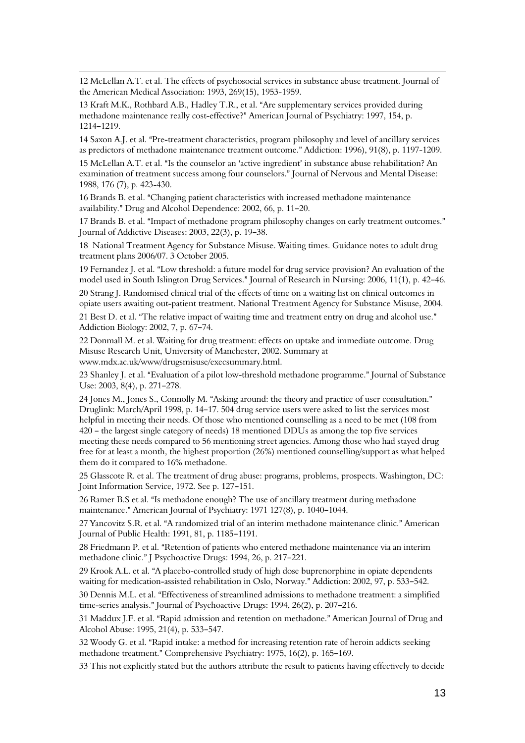12 McLellan A.T. et al. The effects of psychosocial services in substance abuse treatment. Journal of the American Medical Association: 1993, 269(15), 1953-1959.

13 Kraft M.K., Rothbard A.B., Hadley T.R., et al. "Are supplementary services provided during methadone maintenance really cost-effective?" American Journal of Psychiatry: 1997, 154, p. 1214–1219.

14 Saxon A.J. et al. "Pre-treatment characteristics, program philosophy and level of ancillary services as predictors of methadone maintenance treatment outcome." Addiction: 1996), 91(8), p. 1197-1209.

15 McLellan A.T. et al. "Is the counselor an 'active ingredient' in substance abuse rehabilitation? An examination of treatment success among four counselors." Journal of Nervous and Mental Disease: 1988, 176 (7), p. 423-430.

16 Brands B. et al. "Changing patient characteristics with increased methadone maintenance availability." Drug and Alcohol Dependence: 2002, 66, p. 11–20.

17 Brands B. et al. "Impact of methadone program philosophy changes on early treatment outcomes." Journal of Addictive Diseases: 2003, 22(3), p. 19–38.

18 National Treatment Agency for Substance Misuse. Waiting times. Guidance notes to adult drug treatment plans 2006/07. 3 October 2005.

19 Fernandez J. et al. "Low threshold: a future model for drug service provision? An evaluation of the model used in South Islington Drug Services." Journal of Research in Nursing: 2006, 11(1), p. 42–46.

20 Strang J. Randomised clinical trial of the effects of time on a waiting list on clinical outcomes in opiate users awaiting out-patient treatment. National Treatment Agency for Substance Misuse, 2004.

21 Best D. et al. "The relative impact of waiting time and treatment entry on drug and alcohol use." Addiction Biology: 2002, 7, p. 67–74.

22 Donmall M. et al. Waiting for drug treatment: effects on uptake and immediate outcome. Drug Misuse Research Unit, University of Manchester, 2002. Summary at www.mdx.ac.uk/www/drugsmisuse/execsummary.html.

23 Shanley J. et al. "Evaluation of a pilot low-threshold methadone programme." Journal of Substance Use: 2003, 8(4), p. 271–278.

24 Jones M., Jones S., Connolly M. "Asking around: the theory and practice of user consultation." Druglink: March/April 1998, p. 14–17. 504 drug service users were asked to list the services most helpful in meeting their needs. Of those who mentioned counselling as a need to be met (108 from 420 – the largest single category of needs) 18 mentioned DDUs as among the top five services meeting these needs compared to 56 mentioning street agencies. Among those who had stayed drug free for at least a month, the highest proportion (26%) mentioned counselling/support as what helped them do it compared to 16% methadone.

25 Glasscote R. et al. The treatment of drug abuse: programs, problems, prospects. Washington, DC: Joint Information Service, 1972. See p. 127–151.

26 Ramer B.S et al. "Is methadone enough? The use of ancillary treatment during methadone maintenance." American Journal of Psychiatry: 1971 127(8), p. 1040–1044.

27 Yancovitz S.R. et al. "A randomized trial of an interim methadone maintenance clinic." American Journal of Public Health: 1991, 81, p. 1185–1191.

28 Friedmann P. et al. "Retention of patients who entered methadone maintenance via an interim methadone clinic." J Psychoactive Drugs: 1994, 26, p. 217–221.

29 Krook A.L. et al. "A placebo-controlled study of high dose buprenorphine in opiate dependents waiting for medication-assisted rehabilitation in Oslo, Norway." Addiction: 2002, 97, p. 533–542.

30 Dennis M.L. et al. "Effectiveness of streamlined admissions to methadone treatment: a simplified time-series analysis." Journal of Psychoactive Drugs: 1994, 26(2), p. 207–216.

31 Maddux J.F. et al. "Rapid admission and retention on methadone." American Journal of Drug and Alcohol Abuse: 1995, 21(4), p. 533–547.

32 Woody G. et al. "Rapid intake: a method for increasing retention rate of heroin addicts seeking methadone treatment." Comprehensive Psychiatry: 1975, 16(2), p. 165–169.

33 This not explicitly stated but the authors attribute the result to patients having effectively to decide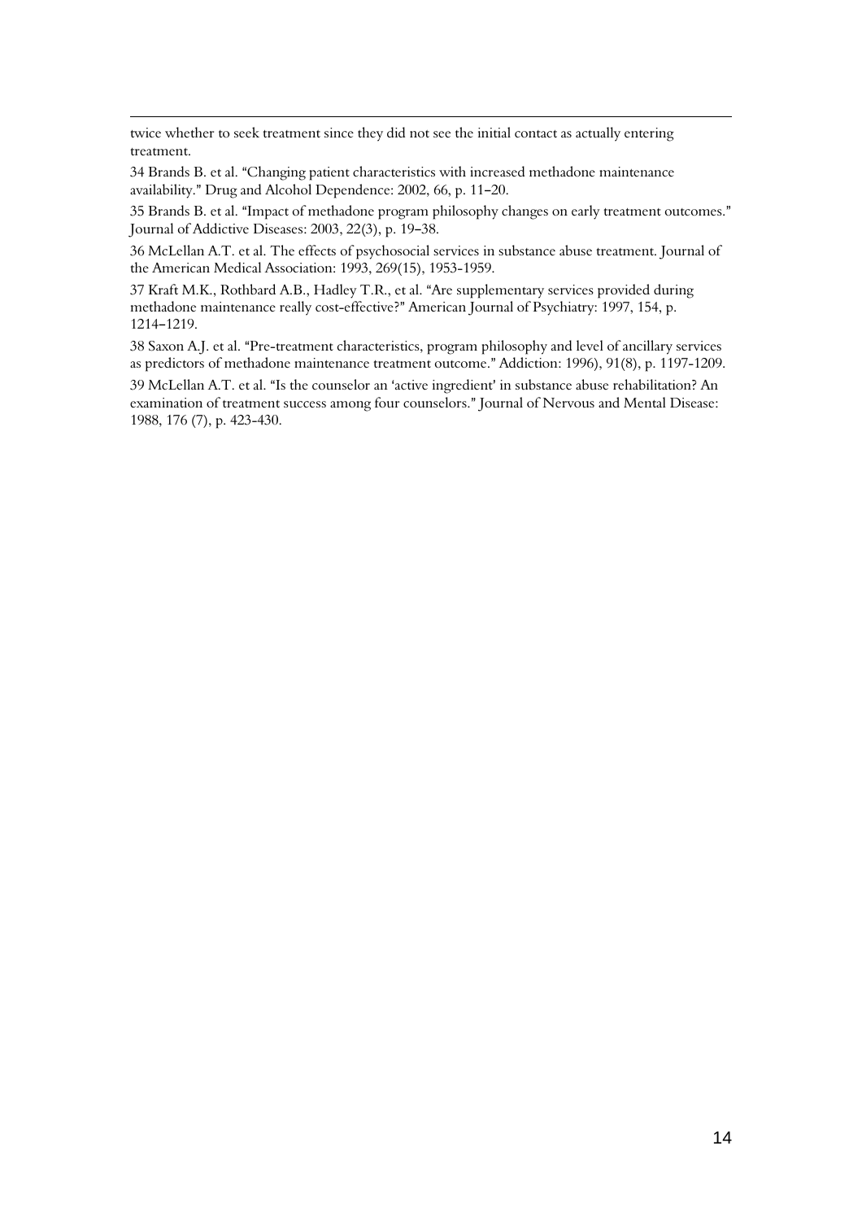twice whether to seek treatment since they did not see the initial contact as actually entering treatment.

34 Brands B. et al. "Changing patient characteristics with increased methadone maintenance availability." Drug and Alcohol Dependence: 2002, 66, p. 11–20.

35 Brands B. et al. "Impact of methadone program philosophy changes on early treatment outcomes." Journal of Addictive Diseases: 2003, 22(3), p. 19–38.

36 McLellan A.T. et al. The effects of psychosocial services in substance abuse treatment. Journal of the American Medical Association: 1993, 269(15), 1953-1959.

37 Kraft M.K., Rothbard A.B., Hadley T.R., et al. "Are supplementary services provided during methadone maintenance really cost-effective?" American Journal of Psychiatry: 1997, 154, p. 1214–1219.

38 Saxon A.J. et al. "Pre-treatment characteristics, program philosophy and level of ancillary services as predictors of methadone maintenance treatment outcome." Addiction: 1996), 91(8), p. 1197-1209.

39 McLellan A.T. et al. "Is the counselor an 'active ingredient' in substance abuse rehabilitation? An examination of treatment success among four counselors." Journal of Nervous and Mental Disease: 1988, 176 (7), p. 423-430.